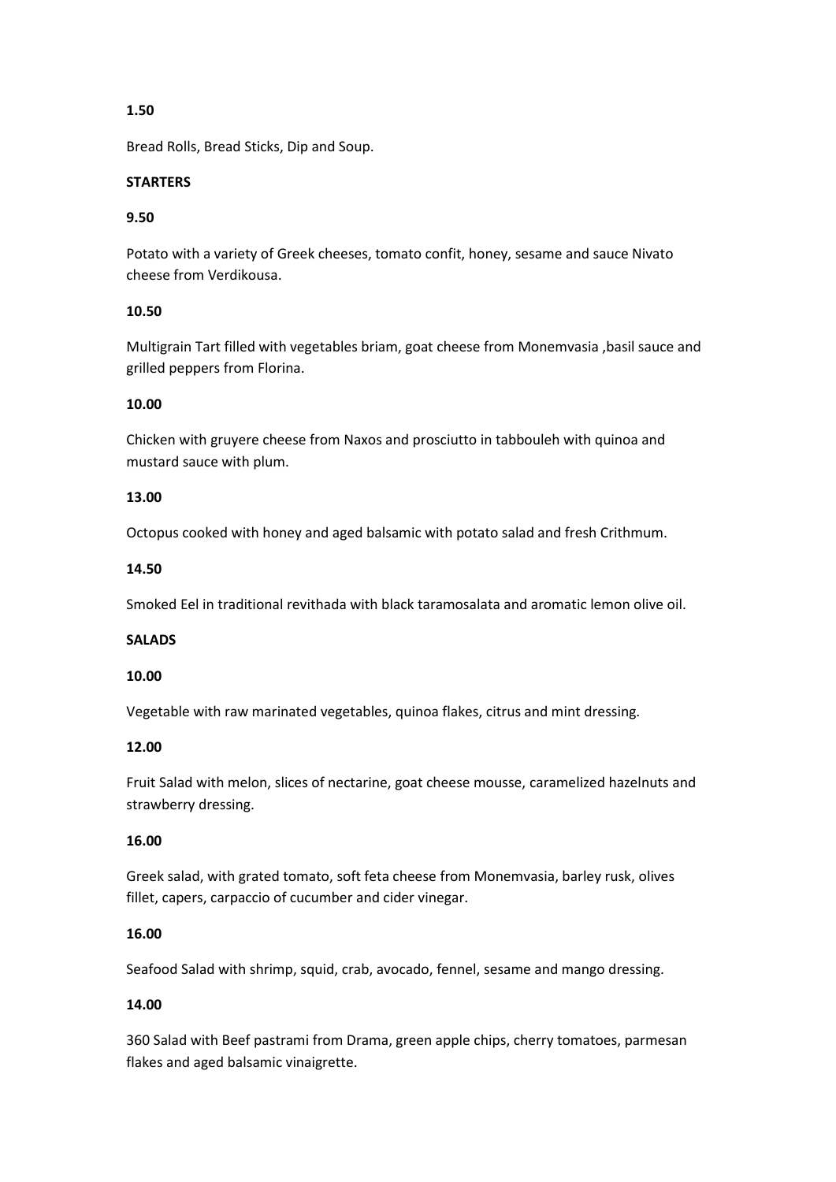**1.50**

Bread Rolls, Bread Sticks, Dip and Soup.

## STARTERS

**9.50**

Potato with a variety of Greek cheeses, tomato confit, honey, sesame and sauce Nivato cheese from Verdikousa.

**10.50**

Multigrain Tart filled with vegetables briam, goat cheese from Monemvasia ,basil sauce and grilled peppers from Florina.

**10.00**

Chicken with gruyere cheese from Naxos and prosciutto in tabbouleh with quinoa and mustard sauce with plum.

**13.00**

Octopus cooked with honey and aged balsamic with potato salad and fresh Crithmum.

**14.50**

Smoked Eel in traditional revithada with black taramosalata and aromatic lemon olive oil.

## SALADS

**10.00**

Vegetable with raw marinated vegetables, quinoa flakes, citrus and mint dressing.

**12.00**

Fruit Salad with melon, slices of nectarine, goat cheese mousse, caramelized hazelnuts and strawberry dressing.

**16.00**

Greek salad, with grated tomato, soft feta cheese from Monemvasia, barley rusk, olives fillet, capers, carpaccio of cucumber and cider vinegar.

**16.00**

Seafood Salad with shrimp, squid, crab, avocado, fennel, sesame and mango dressing.

**14.00**

360 Salad with Beef pastrami from Drama, green apple chips, cherry tomatoes, parmesan flakes and aged balsamic vinaigrette.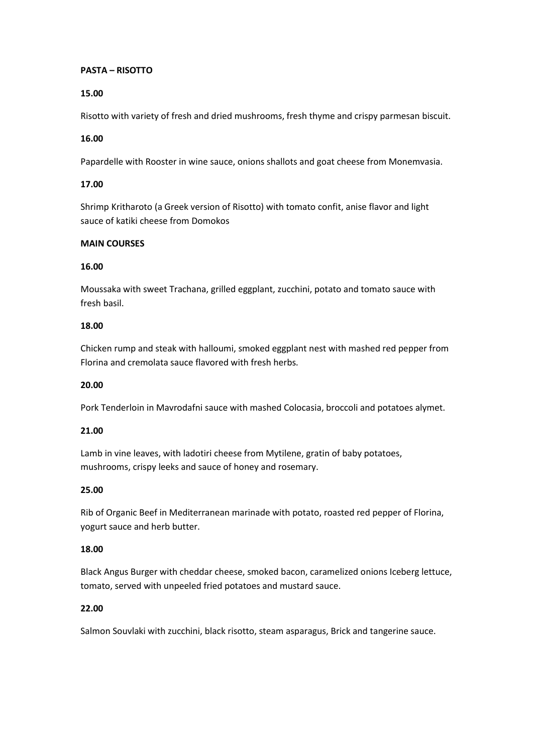**PASTA – RISOTTO**

**15.00**

Risotto with variety of fresh and dried mushrooms, fresh thyme and crispy parmesan biscuit.

**16.00**

Papardelle with Rooster in wine sauce, onions shallots and goat cheese from Monemvasia.

**17.00**

Shrimp Kritharoto (a Greek version of Risotto) with tomato confit, anise flavor and light sauce of katiki cheese from Domokos

**MAIN COURSES**

**16.00**

Moussaka with sweet Trachana, grilled eggplant, zucchini, potato and tomato sauce with fresh basil.

**18.00**

Chicken rump and steak with halloumi, smoked eggplant nest with mashed red pepper from Florina and cremolata sauce flavored with fresh herbs.

**20.00**

Pork Tenderloin in Mavrodafni sauce with mashed Colocasia, broccoli and potatoes alymet.

**21.00**

Lamb in vine leaves, with ladotiri cheese from Mytilene, gratin of baby potatoes, mushrooms, crispy leeks and sauce of honey and rosemary.

**25.00**

Rib of Organic Beef in Mediterranean marinade with potato, roasted red pepper of Florina, yogurt sauce and herb butter.

**18.00**

Black Angus Burger with cheddar cheese, smoked bacon, caramelized onions Iceberg lettuce, tomato, served with unpeeled fried potatoes and mustard sauce.

**22.00**

Salmon Souvlaki with zucchini, black risotto, steam asparagus, Brick and tangerine sauce.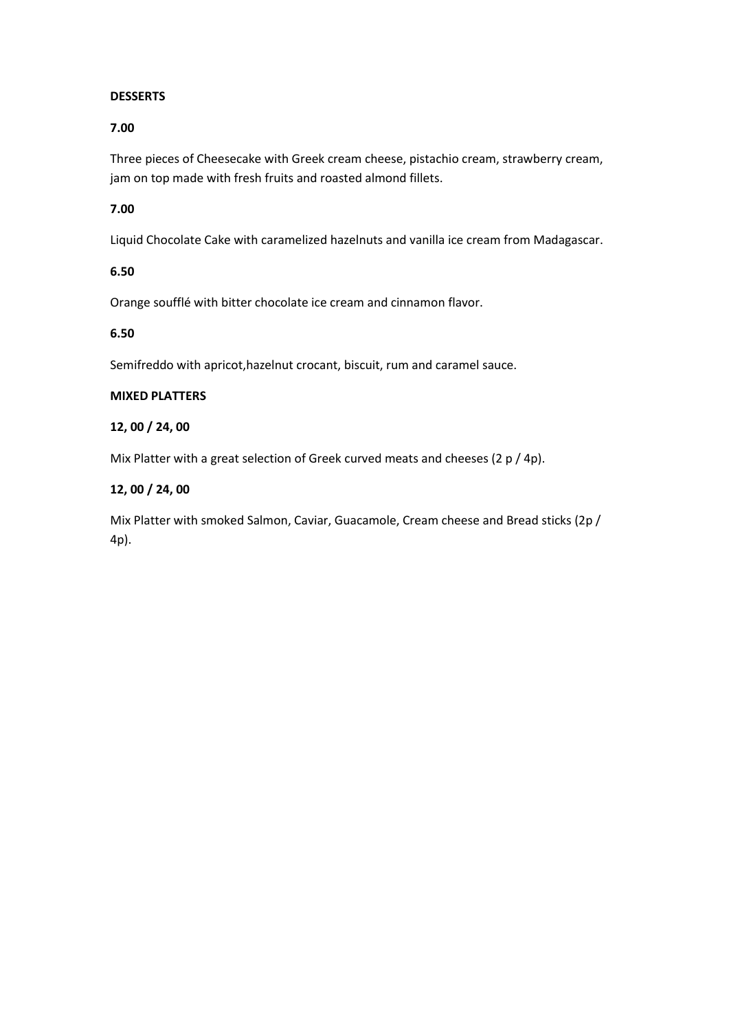**DESSERTS**

**7.00**

Three pieces of Cheesecake with Greek cream cheese, pistachio cream, strawberry cream, jam on top made with fresh fruits and roasted almond fillets.

**7.00**

Liquid Chocolate Cake with caramelized hazelnuts and vanilla ice cream from Madagascar.

**6.50**

Orange soufflé with bitter chocolate ice cream and cinnamon flavor.

**6.50**

Semifreddo with apricot,hazelnut crocant, biscuit, rum and caramel sauce.

**MIXED PLATTERS**

**12, 00 / 24, 00**

Mix Platter with a great selection of Greek curved meats and cheeses (2 p / 4p).

**12, 00 / 24, 00**

Mix Platter with smoked Salmon, Caviar, Guacamole, Cream cheese and Bread sticks (2p / 4p).